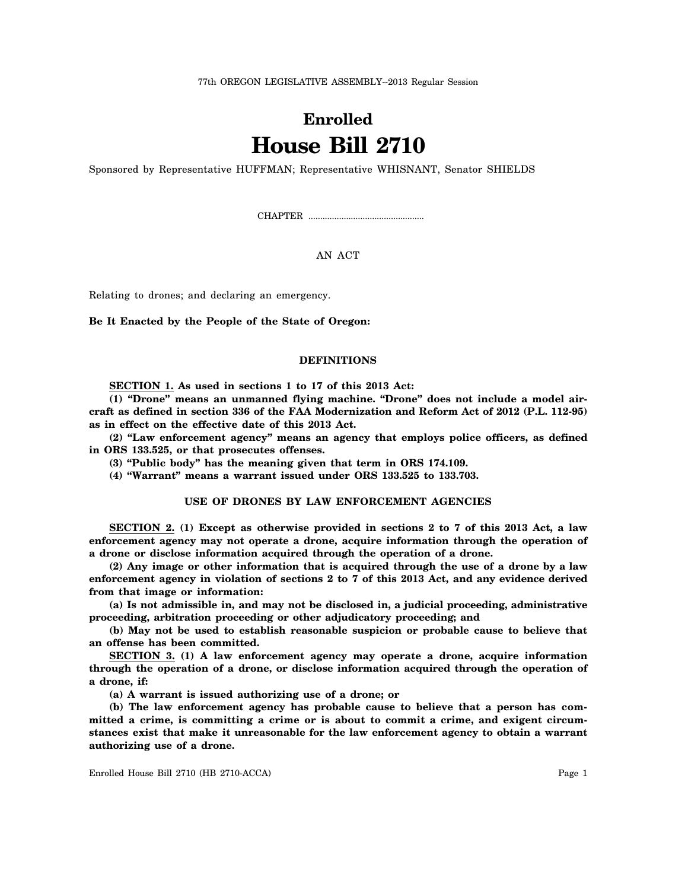77th OREGON LEGISLATIVE ASSEMBLY--2013 Regular Session

# Enrolled
# House Bill 2710

Sponsored by Representative HUFFMAN; Representative WHISNANT, Senator SHIELDS

CHAPTER ................................................

AN ACT

Relating to drones; and declaring an emergency.

**Be It Enacted by the People of the State of Oregon:**

### DEFINITIONS

**SECTION 1. As used in sections 1 to 17 of this 2013 Act:**

**(1) "Drone" means an unmanned flying machine. "Drone" does not include a model aircraft as defined in section 336 of the FAA Modernization and Reform Act of 2012 (P.L. 112-95) as in effect on the effective date of this 2013 Act.**

**(2) "Law enforcement agency" means an agency that employs police officers, as defined in ORS 133.525, or that prosecutes offenses.**

**(3) "Public body" has the meaning given that term in ORS 174.109.**

**(4) "Warrant" means a warrant issued under ORS 133.525 to 133.703.**

### USE OF DRONES BY LAW ENFORCEMENT AGENCIES

**SECTION 2. (1) Except as otherwise provided in sections 2 to 7 of this 2013 Act, a law enforcement agency may not operate a drone, acquire information through the operation of a drone or disclose information acquired through the operation of a drone.**

**(2) Any image or other information that is acquired through the use of a drone by a law enforcement agency in violation of sections 2 to 7 of this 2013 Act, and any evidence derived from that image or information:**

**(a) Is not admissible in, and may not be disclosed in, a judicial proceeding, administrative proceeding, arbitration proceeding or other adjudicatory proceeding; and**

**(b) May not be used to establish reasonable suspicion or probable cause to believe that an offense has been committed.**

**SECTION 3. (1) A law enforcement agency may operate a drone, acquire information through the operation of a drone, or disclose information acquired through the operation of a drone, if:**

**(a) A warrant is issued authorizing use of a drone; or**

**(b) The law enforcement agency has probable cause to believe that a person has committed a crime, is committing a crime or is about to commit a crime, and exigent circumstances exist that make it unreasonable for the law enforcement agency to obtain a warrant authorizing use of a drone.**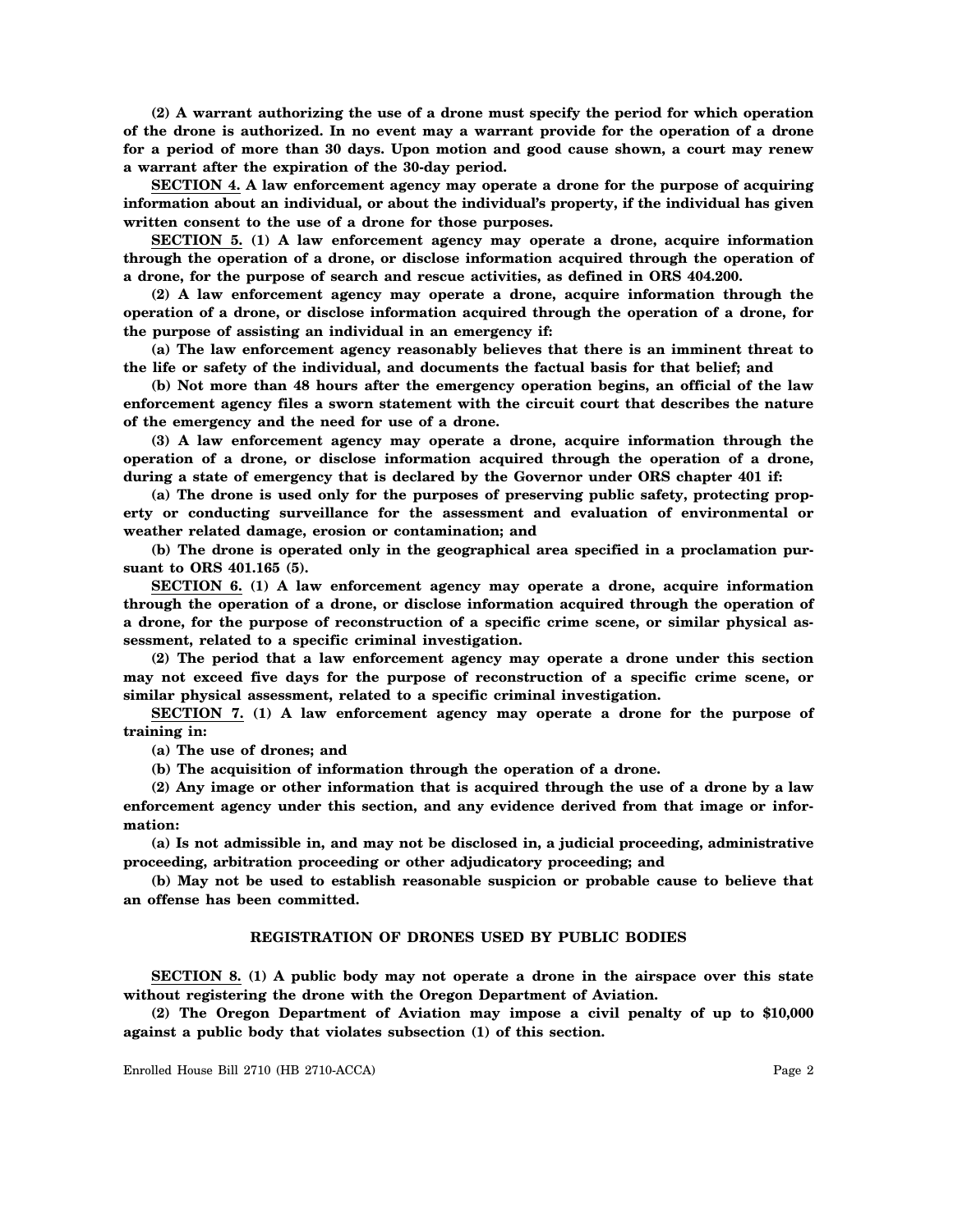**(2) A warrant authorizing the use of a drone must specify the period for which operation of the drone is authorized. In no event may a warrant provide for the operation of a drone for a period of more than 30 days. Upon motion and good cause shown, a court may renew a warrant after the expiration of the 30-day period.**

**SECTION 4. A law enforcement agency may operate a drone for the purpose of acquiring information about an individual, or about the individual's property, if the individual has given written consent to the use of a drone for those purposes.**

**SECTION 5. (1) A law enforcement agency may operate a drone, acquire information through the operation of a drone, or disclose information acquired through the operation of a drone, for the purpose of search and rescue activities, as defined in ORS 404.200.**

**(2) A law enforcement agency may operate a drone, acquire information through the operation of a drone, or disclose information acquired through the operation of a drone, for the purpose of assisting an individual in an emergency if:**

**(a) The law enforcement agency reasonably believes that there is an imminent threat to the life or safety of the individual, and documents the factual basis for that belief; and**

**(b) Not more than 48 hours after the emergency operation begins, an official of the law enforcement agency files a sworn statement with the circuit court that describes the nature of the emergency and the need for use of a drone.**

**(3) A law enforcement agency may operate a drone, acquire information through the operation of a drone, or disclose information acquired through the operation of a drone, during a state of emergency that is declared by the Governor under ORS chapter 401 if:**

**(a) The drone is used only for the purposes of preserving public safety, protecting property or conducting surveillance for the assessment and evaluation of environmental or weather related damage, erosion or contamination; and**

**(b) The drone is operated only in the geographical area specified in a proclamation pursuant to ORS 401.165 (5).**

**SECTION 6. (1) A law enforcement agency may operate a drone, acquire information through the operation of a drone, or disclose information acquired through the operation of a drone, for the purpose of reconstruction of a specific crime scene, or similar physical assessment, related to a specific criminal investigation.**

**(2) The period that a law enforcement agency may operate a drone under this section may not exceed five days for the purpose of reconstruction of a specific crime scene, or similar physical assessment, related to a specific criminal investigation.**

**SECTION 7. (1) A law enforcement agency may operate a drone for the purpose of training in:**

**(a) The use of drones; and**

**(b) The acquisition of information through the operation of a drone.**

**(2) Any image or other information that is acquired through the use of a drone by a law enforcement agency under this section, and any evidence derived from that image or information:**

**(a) Is not admissible in, and may not be disclosed in, a judicial proceeding, administrative proceeding, arbitration proceeding or other adjudicatory proceeding; and**

**(b) May not be used to establish reasonable suspicion or probable cause to believe that an offense has been committed.**

## REGISTRATION OF DRONES USED BY PUBLIC BODIES

**SECTION 8. (1) A public body may not operate a drone in the airspace over this state without registering the drone with the Oregon Department of Aviation.**

**(2) The Oregon Department of Aviation may impose a civil penalty of up to $10,000 against a public body that violates subsection (1) of this section.**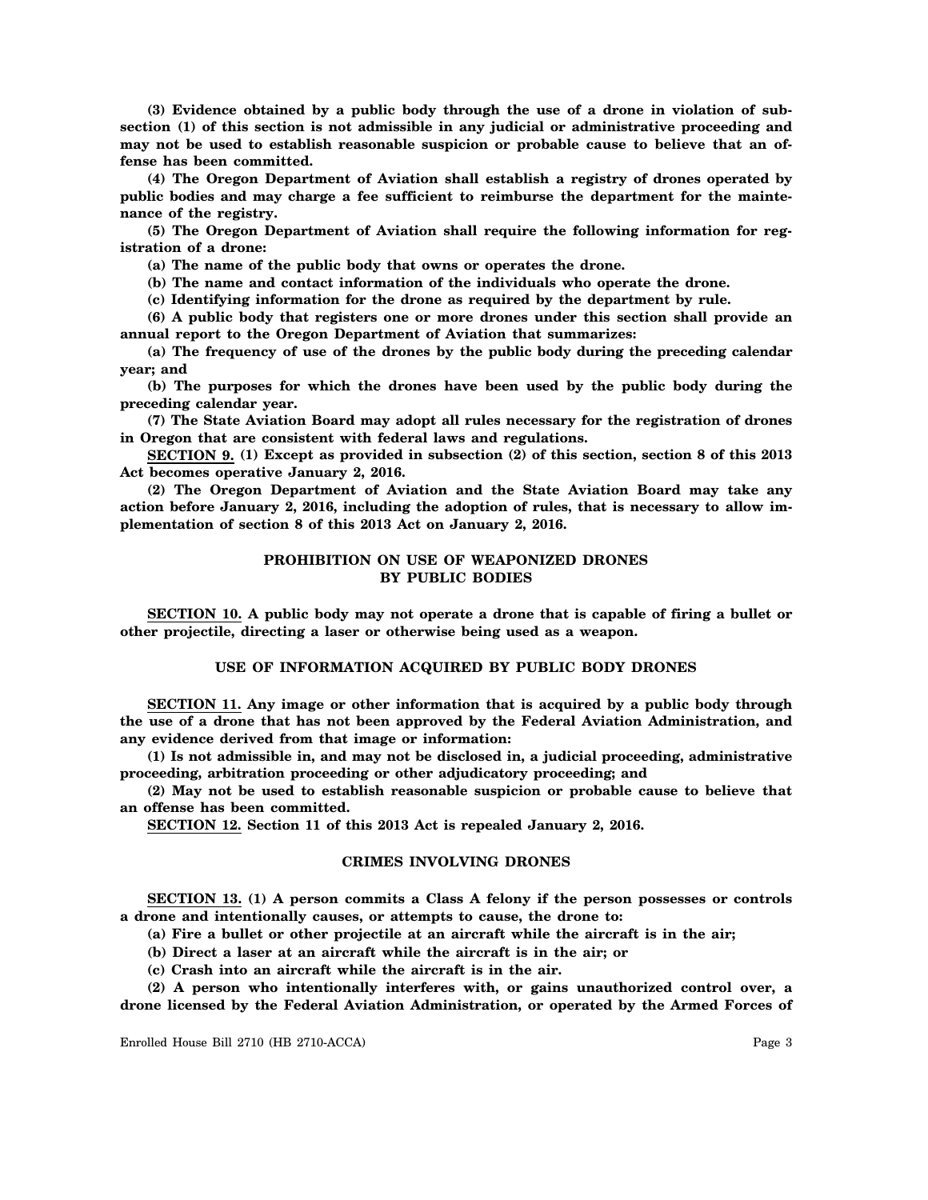**(3) Evidence obtained by a public body through the use of a drone in violation of subsection (1) of this section is not admissible in any judicial or administrative proceeding and may not be used to establish reasonable suspicion or probable cause to believe that an offense has been committed.**

**(4) The Oregon Department of Aviation shall establish a registry of drones operated by public bodies and may charge a fee sufficient to reimburse the department for the maintenance of the registry.**

**(5) The Oregon Department of Aviation shall require the following information for registration of a drone:**

**(a) The name of the public body that owns or operates the drone.**

**(b) The name and contact information of the individuals who operate the drone.**

**(c) Identifying information for the drone as required by the department by rule.**

**(6) A public body that registers one or more drones under this section shall provide an annual report to the Oregon Department of Aviation that summarizes:**

**(a) The frequency of use of the drones by the public body during the preceding calendar year; and**

**(b) The purposes for which the drones have been used by the public body during the preceding calendar year.**

**(7) The State Aviation Board may adopt all rules necessary for the registration of drones in Oregon that are consistent with federal laws and regulations.**

**SECTION 9. (1) Except as provided in subsection (2) of this section, section 8 of this 2013 Act becomes operative January 2, 2016.**

**(2) The Oregon Department of Aviation and the State Aviation Board may take any action before January 2, 2016, including the adoption of rules, that is necessary to allow implementation of section 8 of this 2013 Act on January 2, 2016.**

## PROHIBITION ON USE OF WEAPONIZED DRONES BY PUBLIC BODIES

**SECTION 10. A public body may not operate a drone that is capable of firing a bullet or other projectile, directing a laser or otherwise being used as a weapon.**

## USE OF INFORMATION ACQUIRED BY PUBLIC BODY DRONES

**SECTION 11. Any image or other information that is acquired by a public body through the use of a drone that has not been approved by the Federal Aviation Administration, and any evidence derived from that image or information:**

**(1) Is not admissible in, and may not be disclosed in, a judicial proceeding, administrative proceeding, arbitration proceeding or other adjudicatory proceeding; and**

**(2) May not be used to establish reasonable suspicion or probable cause to believe that an offense has been committed.**

**SECTION 12. Section 11 of this 2013 Act is repealed January 2, 2016.**

## CRIMES INVOLVING DRONES

**SECTION 13. (1) A person commits a Class A felony if the person possesses or controls a drone and intentionally causes, or attempts to cause, the drone to:**

**(a) Fire a bullet or other projectile at an aircraft while the aircraft is in the air;**

**(b) Direct a laser at an aircraft while the aircraft is in the air; or**

**(c) Crash into an aircraft while the aircraft is in the air.**

**(2) A person who intentionally interferes with, or gains unauthorized control over, a drone licensed by the Federal Aviation Administration, or operated by the Armed Forces of**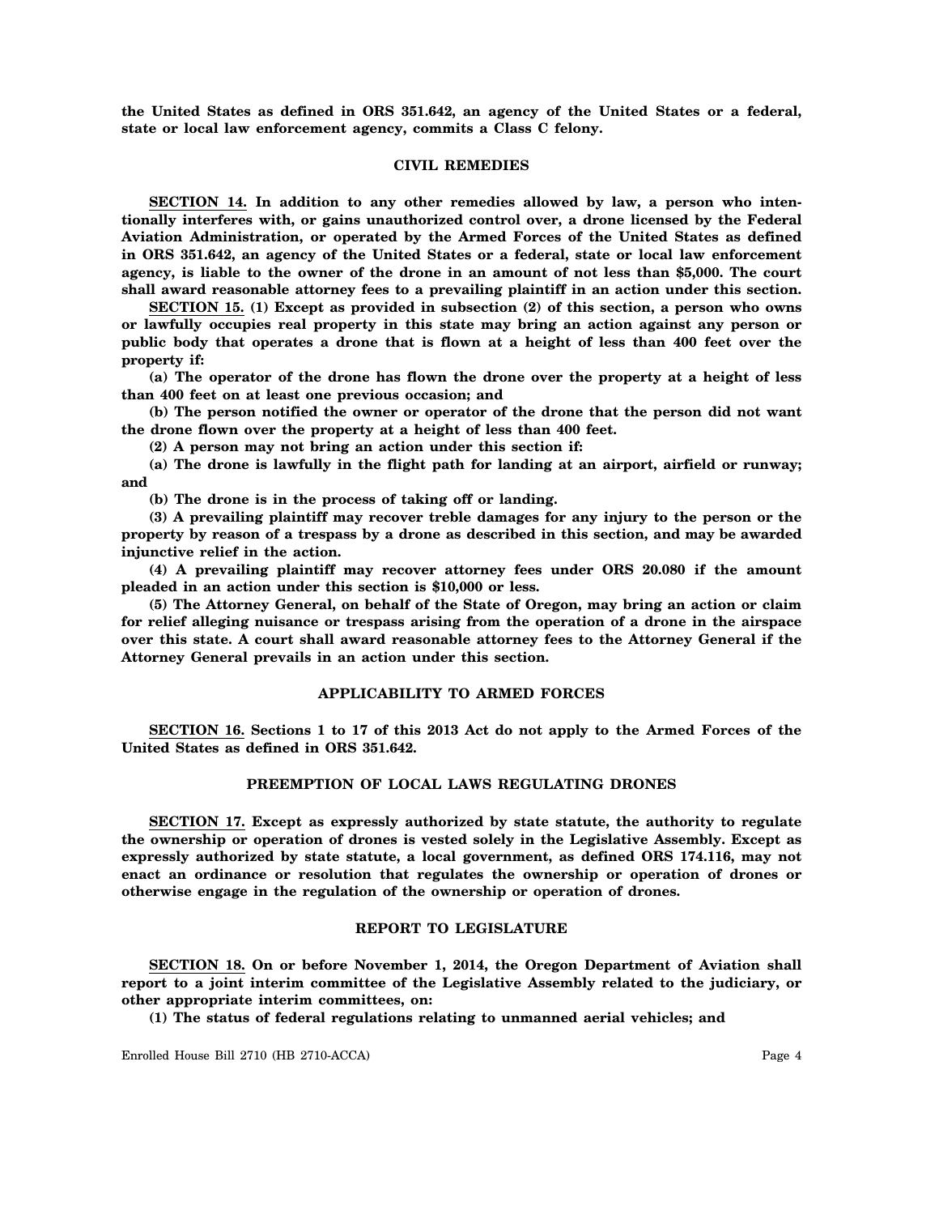**the United States as defined in ORS 351.642, an agency of the United States or a federal, state or local law enforcement agency, commits a Class C felony.**

## CIVIL REMEDIES

**SECTION 14. In addition to any other remedies allowed by law, a person who intentionally interferes with, or gains unauthorized control over, a drone licensed by the Federal Aviation Administration, or operated by the Armed Forces of the United States as defined in ORS 351.642, an agency of the United States or a federal, state or local law enforcement agency, is liable to the owner of the drone in an amount of not less than $5,000. The court shall award reasonable attorney fees to a prevailing plaintiff in an action under this section.**

**SECTION 15. (1) Except as provided in subsection (2) of this section, a person who owns or lawfully occupies real property in this state may bring an action against any person or public body that operates a drone that is flown at a height of less than 400 feet over the property if:**

**(a) The operator of the drone has flown the drone over the property at a height of less than 400 feet on at least one previous occasion; and**

**(b) The person notified the owner or operator of the drone that the person did not want the drone flown over the property at a height of less than 400 feet.**

**(2) A person may not bring an action under this section if:**

**(a) The drone is lawfully in the flight path for landing at an airport, airfield or runway; and**

**(b) The drone is in the process of taking off or landing.**

**(3) A prevailing plaintiff may recover treble damages for any injury to the person or the property by reason of a trespass by a drone as described in this section, and may be awarded injunctive relief in the action.**

**(4) A prevailing plaintiff may recover attorney fees under ORS 20.080 if the amount pleaded in an action under this section is $10,000 or less.**

**(5) The Attorney General, on behalf of the State of Oregon, may bring an action or claim for relief alleging nuisance or trespass arising from the operation of a drone in the airspace over this state. A court shall award reasonable attorney fees to the Attorney General if the Attorney General prevails in an action under this section.**

## APPLICABILITY TO ARMED FORCES

**SECTION 16. Sections 1 to 17 of this 2013 Act do not apply to the Armed Forces of the United States as defined in ORS 351.642.**

## PREEMPTION OF LOCAL LAWS REGULATING DRONES

**SECTION 17. Except as expressly authorized by state statute, the authority to regulate the ownership or operation of drones is vested solely in the Legislative Assembly. Except as expressly authorized by state statute, a local government, as defined ORS 174.116, may not enact an ordinance or resolution that regulates the ownership or operation of drones or otherwise engage in the regulation of the ownership or operation of drones.**

## REPORT TO LEGISLATURE

**SECTION 18. On or before November 1, 2014, the Oregon Department of Aviation shall report to a joint interim committee of the Legislative Assembly related to the judiciary, or other appropriate interim committees, on:**

**(1) The status of federal regulations relating to unmanned aerial vehicles; and**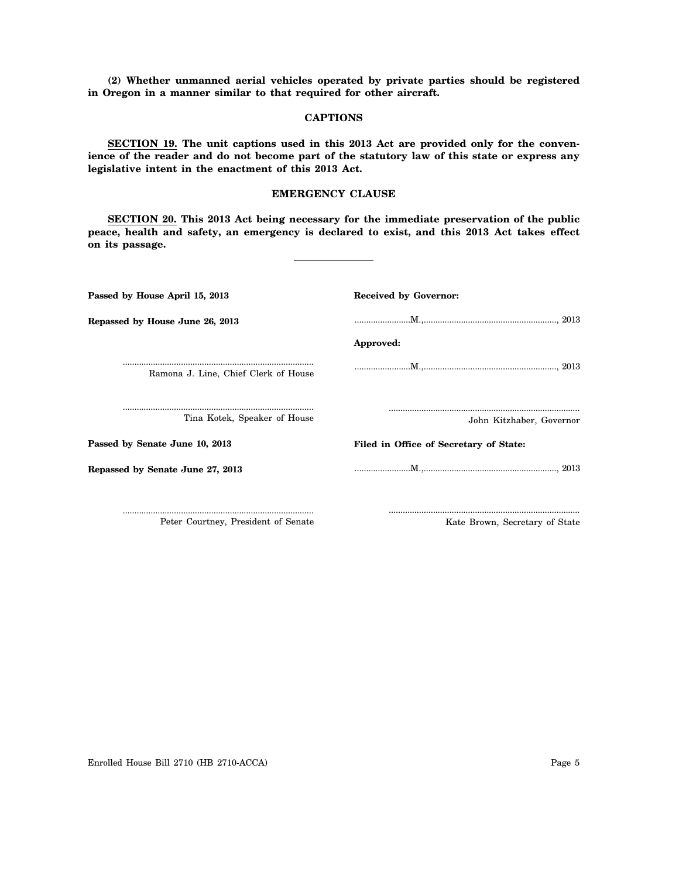**(2) Whether unmanned aerial vehicles operated by private parties should be registered in Oregon in a manner similar to that required for other aircraft.**

**CAPTIONS**

**SECTION 19. The unit captions used in this 2013 Act are provided only for the convenience of the reader and do not become part of the statutory law of this state or express any legislative intent in the enactment of this 2013 Act.**

**EMERGENCY CLAUSE**

**SECTION 20. This 2013 Act being necessary for the immediate preservation of the public peace, health and safety, an emergency is declared to exist, and this 2013 Act takes effect on its passage.**

---

**Passed by House April 15, 2013**

**Repassed by House June 26, 2013**

..................................................................................
Ramona J. Line, Chief Clerk of House

..................................................................................
Tina Kotek, Speaker of House

**Passed by Senate June 10, 2013**

**Repassed by Senate June 27, 2013**

..................................................................................
Peter Courtney, President of Senate

**Received by Governor:**

........................M.,........................................................., 2013

**Approved:**

........................M.,........................................................., 2013

..................................................................................
John Kitzhaber, Governor

**Filed in Office of Secretary of State:**

........................M.,........................................................., 2013

..................................................................................
Kate Brown, Secretary of State

Enrolled House Bill 2710 (HB 2710-ACCA)